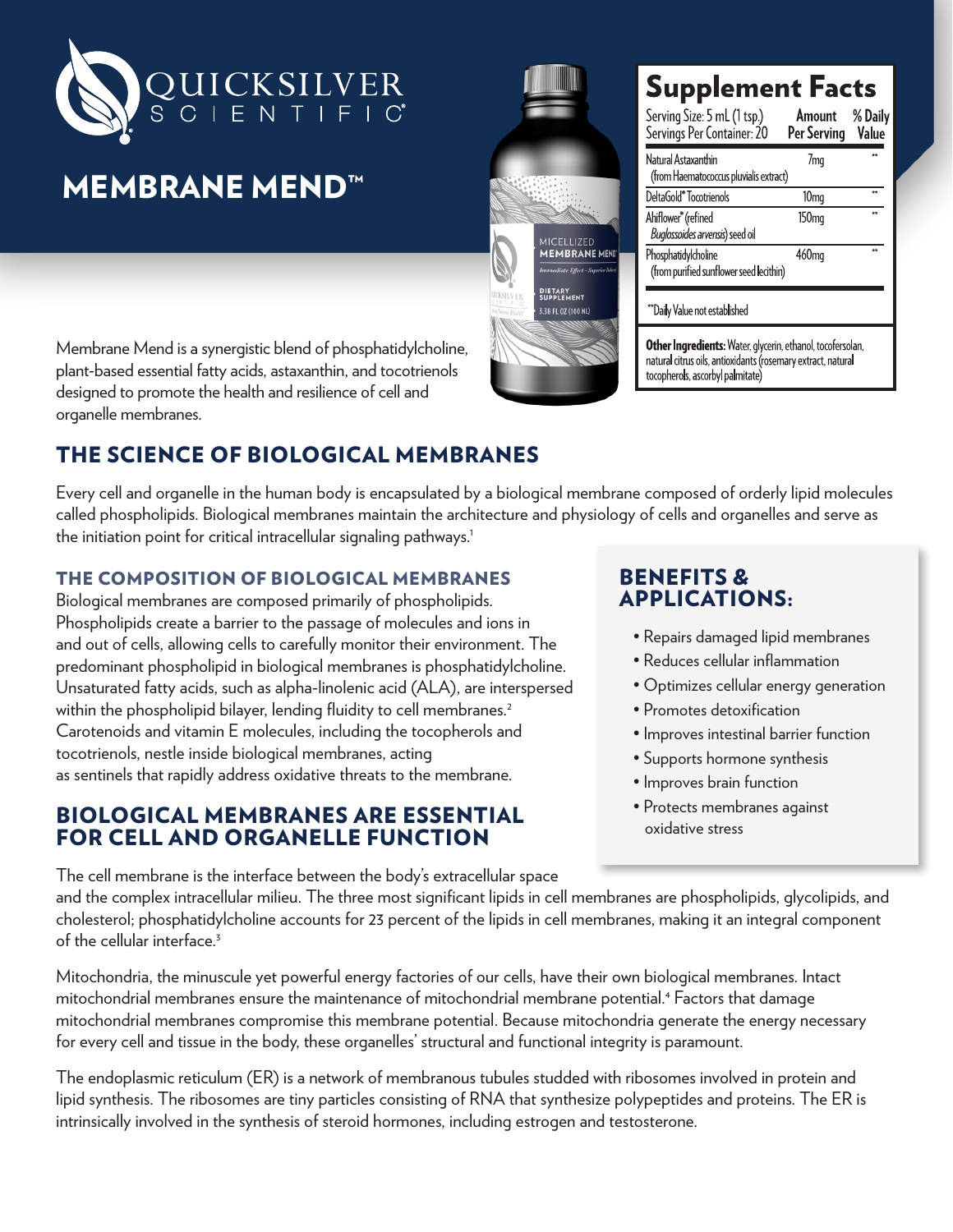QUICKSILVER SCIENTIFIC®

# MEMBRANE MEND™

| Supplement Facts | | |
|---|---|---|
| Serving Size: 5 mL (1 tsp.) Servings Per Container: 20 | Amount Per Serving | % Daily Value |
| Natural Astaxanthin (from Haematococcus pluvialis extract) | 7mg | ** |
| DeltaGold® Tocotrienols | 10mg | ** |
| Ahiflower® (refined *Buglossoides arvensis*) seed oil | 150mg | ** |
| Phosphatidylcholine (from purified sunflower seed lecithin) | 460mg | ** |

**Daily Value not established

**Other Ingredients:** Water, glycerin, ethanol, tocofersolan, natural citrus oils, antioxidants (rosemary extract, natural tocopherols, ascorbyl palmitate)

Membrane Mend is a synergistic blend of phosphatidylcholine, plant-based essential fatty acids, astaxanthin, and tocotrienols designed to promote the health and resilience of cell and organelle membranes.

## THE SCIENCE OF BIOLOGICAL MEMBRANES

Every cell and organelle in the human body is encapsulated by a biological membrane composed of orderly lipid molecules called phospholipids. Biological membranes maintain the architecture and physiology of cells and organelles and serve as the initiation point for critical intracellular signaling pathways.[1]

### THE COMPOSITION OF BIOLOGICAL MEMBRANES

Biological membranes are composed primarily of phospholipids. Phospholipids create a barrier to the passage of molecules and ions in and out of cells, allowing cells to carefully monitor their environment. The predominant phospholipid in biological membranes is phosphatidylcholine. Unsaturated fatty acids, such as alpha-linolenic acid (ALA), are interspersed within the phospholipid bilayer, lending fluidity to cell membranes.[2] Carotenoids and vitamin E molecules, including the tocopherols and tocotrienols, nestle inside biological membranes, acting as sentinels that rapidly address oxidative threats to the membrane.

### BIOLOGICAL MEMBRANES ARE ESSENTIAL FOR CELL AND ORGANELLE FUNCTION

The cell membrane is the interface between the body's extracellular space and the complex intracellular milieu. The three most significant lipids in cell membranes are phospholipids, glycolipids, and cholesterol; phosphatidylcholine accounts for 23 percent of the lipids in cell membranes, making it an integral component of the cellular interface.[3]

Mitochondria, the minuscule yet powerful energy factories of our cells, have their own biological membranes. Intact mitochondrial membranes ensure the maintenance of mitochondrial membrane potential.[4] Factors that damage mitochondrial membranes compromise this membrane potential. Because mitochondria generate the energy necessary for every cell and tissue in the body, these organelles' structural and functional integrity is paramount.

The endoplasmic reticulum (ER) is a network of membranous tubules studded with ribosomes involved in protein and lipid synthesis. The ribosomes are tiny particles consisting of RNA that synthesize polypeptides and proteins. The ER is intrinsically involved in the synthesis of steroid hormones, including estrogen and testosterone.

### BENEFITS & APPLICATIONS:

- Repairs damaged lipid membranes
- Reduces cellular inflammation
- Optimizes cellular energy generation
- Promotes detoxification
- Improves intestinal barrier function
- Supports hormone synthesis
- Improves brain function
- Protects membranes against oxidative stress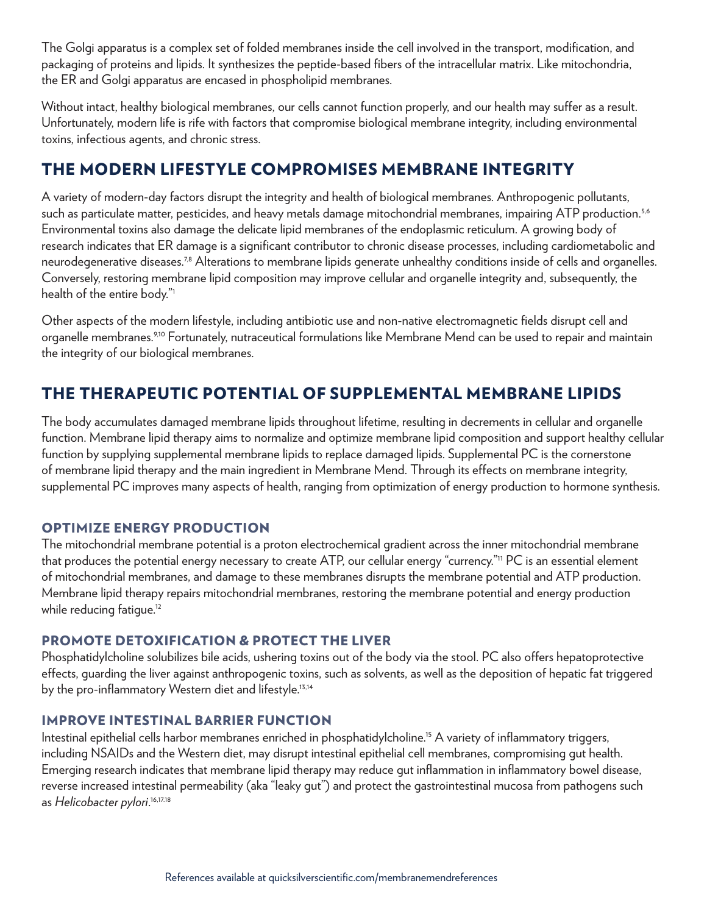The Golgi apparatus is a complex set of folded membranes inside the cell involved in the transport, modification, and packaging of proteins and lipids. It synthesizes the peptide-based fibers of the intracellular matrix. Like mitochondria, the ER and Golgi apparatus are encased in phospholipid membranes.

Without intact, healthy biological membranes, our cells cannot function properly, and our health may suffer as a result. Unfortunately, modern life is rife with factors that compromise biological membrane integrity, including environmental toxins, infectious agents, and chronic stress.

## THE MODERN LIFESTYLE COMPROMISES MEMBRANE INTEGRITY

A variety of modern-day factors disrupt the integrity and health of biological membranes. Anthropogenic pollutants, such as particulate matter, pesticides, and heavy metals damage mitochondrial membranes, impairing ATP production.[5,6] Environmental toxins also damage the delicate lipid membranes of the endoplasmic reticulum. A growing body of research indicates that ER damage is a significant contributor to chronic disease processes, including cardiometabolic and neurodegenerative diseases.[7,8] Alterations to membrane lipids generate unhealthy conditions inside of cells and organelles. Conversely, restoring membrane lipid composition may improve cellular and organelle integrity and, subsequently, the health of the entire body."[1]

Other aspects of the modern lifestyle, including antibiotic use and non-native electromagnetic fields disrupt cell and organelle membranes.[9,10] Fortunately, nutraceutical formulations like Membrane Mend can be used to repair and maintain the integrity of our biological membranes.

## THE THERAPEUTIC POTENTIAL OF SUPPLEMENTAL MEMBRANE LIPIDS

The body accumulates damaged membrane lipids throughout lifetime, resulting in decrements in cellular and organelle function. Membrane lipid therapy aims to normalize and optimize membrane lipid composition and support healthy cellular function by supplying supplemental membrane lipids to replace damaged lipids. Supplemental PC is the cornerstone of membrane lipid therapy and the main ingredient in Membrane Mend. Through its effects on membrane integrity, supplemental PC improves many aspects of health, ranging from optimization of energy production to hormone synthesis.

### OPTIMIZE ENERGY PRODUCTION

The mitochondrial membrane potential is a proton electrochemical gradient across the inner mitochondrial membrane that produces the potential energy necessary to create ATP, our cellular energy "currency."[11] PC is an essential element of mitochondrial membranes, and damage to these membranes disrupts the membrane potential and ATP production. Membrane lipid therapy repairs mitochondrial membranes, restoring the membrane potential and energy production while reducing fatigue.[12]

### PROMOTE DETOXIFICATION & PROTECT THE LIVER

Phosphatidylcholine solubilizes bile acids, ushering toxins out of the body via the stool. PC also offers hepatoprotective effects, guarding the liver against anthropogenic toxins, such as solvents, as well as the deposition of hepatic fat triggered by the pro-inflammatory Western diet and lifestyle.[13,14]

### IMPROVE INTESTINAL BARRIER FUNCTION

Intestinal epithelial cells harbor membranes enriched in phosphatidylcholine.[15] A variety of inflammatory triggers, including NSAIDs and the Western diet, may disrupt intestinal epithelial cell membranes, compromising gut health. Emerging research indicates that membrane lipid therapy may reduce gut inflammation in inflammatory bowel disease, reverse increased intestinal permeability (aka "leaky gut") and protect the gastrointestinal mucosa from pathogens such as *Helicobacter pylori*.[16,17,18]

References available at quicksilverscientific.com/membranemendreferences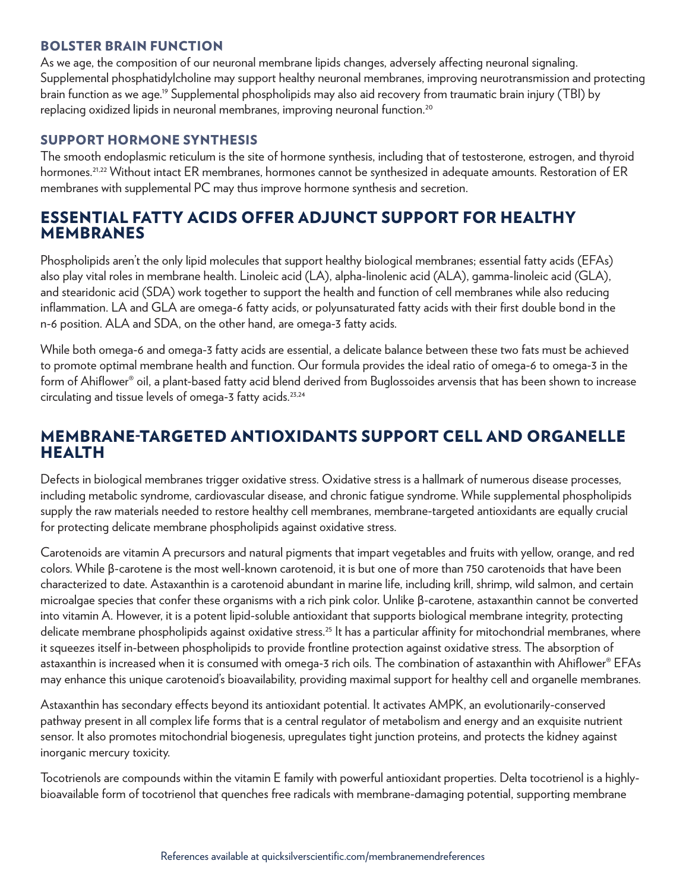### BOLSTER BRAIN FUNCTION

As we age, the composition of our neuronal membrane lipids changes, adversely affecting neuronal signaling. Supplemental phosphatidylcholine may support healthy neuronal membranes, improving neurotransmission and protecting brain function as we age.[19] Supplemental phospholipids may also aid recovery from traumatic brain injury (TBI) by replacing oxidized lipids in neuronal membranes, improving neuronal function.[20]

### SUPPORT HORMONE SYNTHESIS

The smooth endoplasmic reticulum is the site of hormone synthesis, including that of testosterone, estrogen, and thyroid hormones.[21,22] Without intact ER membranes, hormones cannot be synthesized in adequate amounts. Restoration of ER membranes with supplemental PC may thus improve hormone synthesis and secretion.

## ESSENTIAL FATTY ACIDS OFFER ADJUNCT SUPPORT FOR HEALTHY MEMBRANES

Phospholipids aren't the only lipid molecules that support healthy biological membranes; essential fatty acids (EFAs) also play vital roles in membrane health. Linoleic acid (LA), alpha-linolenic acid (ALA), gamma-linoleic acid (GLA), and stearidonic acid (SDA) work together to support the health and function of cell membranes while also reducing inflammation. LA and GLA are omega-6 fatty acids, or polyunsaturated fatty acids with their first double bond in the n-6 position. ALA and SDA, on the other hand, are omega-3 fatty acids.

While both omega-6 and omega-3 fatty acids are essential, a delicate balance between these two fats must be achieved to promote optimal membrane health and function. Our formula provides the ideal ratio of omega-6 to omega-3 in the form of Ahiflower® oil, a plant-based fatty acid blend derived from Buglossoides arvensis that has been shown to increase circulating and tissue levels of omega-3 fatty acids.[23,24]

## MEMBRANE-TARGETED ANTIOXIDANTS SUPPORT CELL AND ORGANELLE HEALTH

Defects in biological membranes trigger oxidative stress. Oxidative stress is a hallmark of numerous disease processes, including metabolic syndrome, cardiovascular disease, and chronic fatigue syndrome. While supplemental phospholipids supply the raw materials needed to restore healthy cell membranes, membrane-targeted antioxidants are equally crucial for protecting delicate membrane phospholipids against oxidative stress.

Carotenoids are vitamin A precursors and natural pigments that impart vegetables and fruits with yellow, orange, and red colors. While β-carotene is the most well-known carotenoid, it is but one of more than 750 carotenoids that have been characterized to date. Astaxanthin is a carotenoid abundant in marine life, including krill, shrimp, wild salmon, and certain microalgae species that confer these organisms with a rich pink color. Unlike β-carotene, astaxanthin cannot be converted into vitamin A. However, it is a potent lipid-soluble antioxidant that supports biological membrane integrity, protecting delicate membrane phospholipids against oxidative stress.[25] It has a particular affinity for mitochondrial membranes, where it squeezes itself in-between phospholipids to provide frontline protection against oxidative stress. The absorption of astaxanthin is increased when it is consumed with omega-3 rich oils. The combination of astaxanthin with Ahiflower® EFAs may enhance this unique carotenoid's bioavailability, providing maximal support for healthy cell and organelle membranes.

Astaxanthin has secondary effects beyond its antioxidant potential. It activates AMPK, an evolutionarily-conserved pathway present in all complex life forms that is a central regulator of metabolism and energy and an exquisite nutrient sensor. It also promotes mitochondrial biogenesis, upregulates tight junction proteins, and protects the kidney against inorganic mercury toxicity.

Tocotrienols are compounds within the vitamin E family with powerful antioxidant properties. Delta tocotrienol is a highly-bioavailable form of tocotrienol that quenches free radicals with membrane-damaging potential, supporting membrane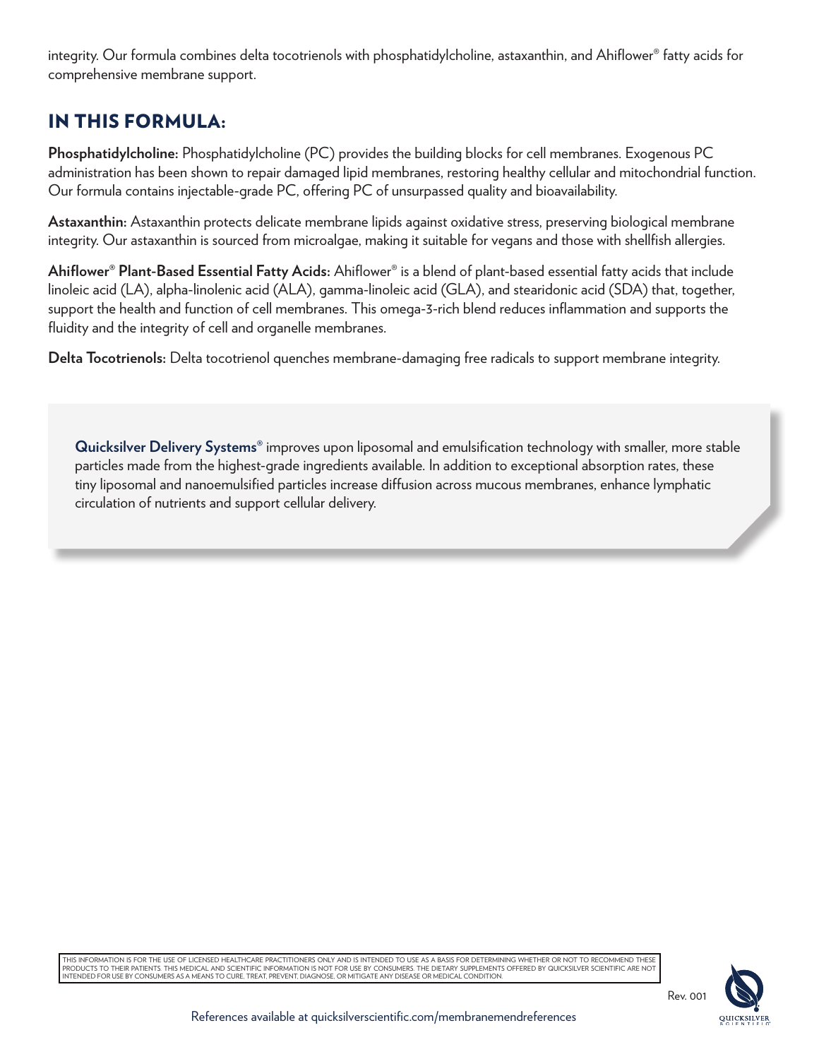integrity. Our formula combines delta tocotrienols with phosphatidylcholine, astaxanthin, and Ahiflower® fatty acids for comprehensive membrane support.

## IN THIS FORMULA:

**Phosphatidylcholine:** Phosphatidylcholine (PC) provides the building blocks for cell membranes. Exogenous PC administration has been shown to repair damaged lipid membranes, restoring healthy cellular and mitochondrial function. Our formula contains injectable-grade PC, offering PC of unsurpassed quality and bioavailability.

**Astaxanthin:** Astaxanthin protects delicate membrane lipids against oxidative stress, preserving biological membrane integrity. Our astaxanthin is sourced from microalgae, making it suitable for vegans and those with shellfish allergies.

**Ahiflower® Plant-Based Essential Fatty Acids:** Ahiflower® is a blend of plant-based essential fatty acids that include linoleic acid (LA), alpha-linolenic acid (ALA), gamma-linoleic acid (GLA), and stearidonic acid (SDA) that, together, support the health and function of cell membranes. This omega-3-rich blend reduces inflammation and supports the fluidity and the integrity of cell and organelle membranes.

**Delta Tocotrienols:** Delta tocotrienol quenches membrane-damaging free radicals to support membrane integrity.

**Quicksilver Delivery Systems®** improves upon liposomal and emulsification technology with smaller, more stable particles made from the highest-grade ingredients available. In addition to exceptional absorption rates, these tiny liposomal and nanoemulsified particles increase diffusion across mucous membranes, enhance lymphatic circulation of nutrients and support cellular delivery.

THIS INFORMATION IS FOR THE USE OF LICENSED HEALTHCARE PRACTITIONERS ONLY AND IS INTENDED TO USE AS A BASIS FOR DETERMINING WHETHER OR NOT TO RECOMMEND THESE PRODUCTS TO THEIR PATIENTS. THIS MEDICAL AND SCIENTIFIC INFORMATION IS NOT FOR USE BY CONSUMERS. THE DIETARY SUPPLEMENTS OFFERED BY QUICKSILVER SCIENTIFIC ARE NOT INTENDED FOR USE BY CONSUMERS AS A MEANS TO CURE, TREAT, PREVENT, DIAGNOSE, OR MITIGATE ANY DISEASE OR MEDICAL CONDITION.

Rev. 001

References available at quicksilverscientific.com/membranemendreferences